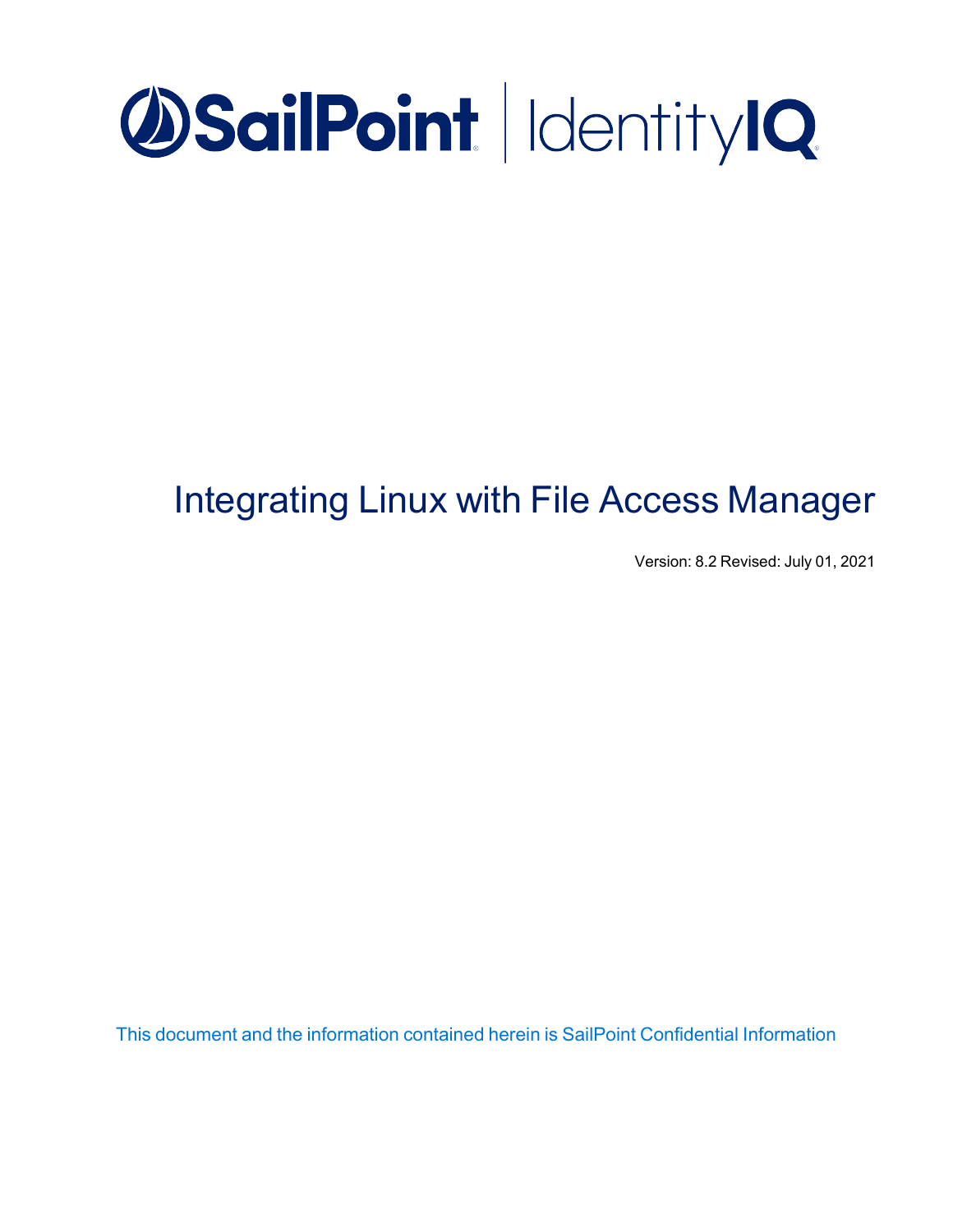# SailPoint | IdentityIQ

# Integrating Linux with File Access Manager

Version: 8.2 Revised: July 01, 2021

This document and the information contained herein is SailPoint Confidential Information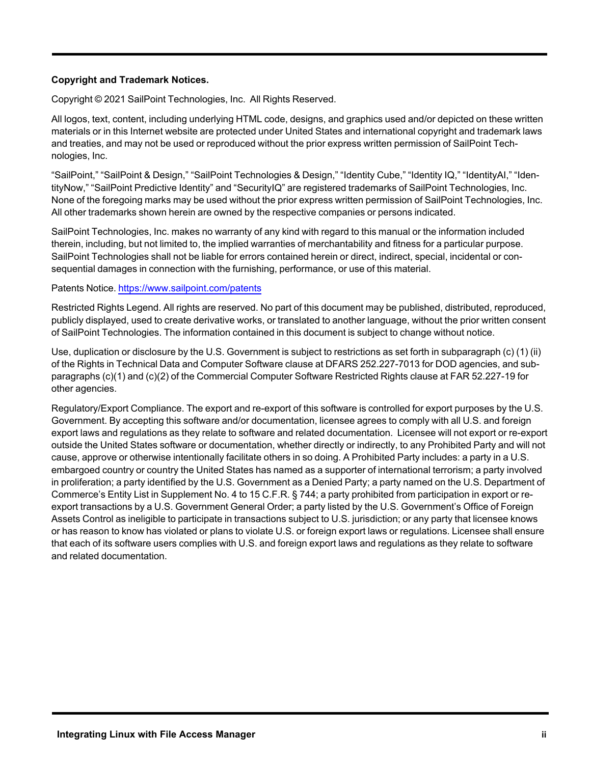**Copyright and Trademark Notices.**

Copyright © 2021 SailPoint Technologies, Inc. All Rights Reserved.

All logos, text, content, including underlying HTML code, designs, and graphics used and/or depicted on these written materials or in this Internet website are protected under United States and international copyright and trademark laws and treaties, and may not be used or reproduced without the prior express written permission of SailPoint Technologies, Inc.

"SailPoint," "SailPoint & Design," "SailPoint Technologies & Design," "Identity Cube," "Identity IQ," "IdentityAI," "IdentityNow," "SailPoint Predictive Identity" and "SecurityIQ" are registered trademarks of SailPoint Technologies, Inc. None of the foregoing marks may be used without the prior express written permission of SailPoint Technologies, Inc. All other trademarks shown herein are owned by the respective companies or persons indicated.

SailPoint Technologies, Inc. makes no warranty of any kind with regard to this manual or the information included therein, including, but not limited to, the implied warranties of merchantability and fitness for a particular purpose. SailPoint Technologies shall not be liable for errors contained herein or direct, indirect, special, incidental or consequential damages in connection with the furnishing, performance, or use of this material.

Patents Notice. https://www.sailpoint.com/patents

Restricted Rights Legend. All rights are reserved. No part of this document may be published, distributed, reproduced, publicly displayed, used to create derivative works, or translated to another language, without the prior written consent of SailPoint Technologies. The information contained in this document is subject to change without notice.

Use, duplication or disclosure by the U.S. Government is subject to restrictions as set forth in subparagraph (c) (1) (ii) of the Rights in Technical Data and Computer Software clause at DFARS 252.227-7013 for DOD agencies, and subparagraphs (c)(1) and (c)(2) of the Commercial Computer Software Restricted Rights clause at FAR 52.227-19 for other agencies.

Regulatory/Export Compliance. The export and re-export of this software is controlled for export purposes by the U.S. Government. By accepting this software and/or documentation, licensee agrees to comply with all U.S. and foreign export laws and regulations as they relate to software and related documentation. Licensee will not export or re-export outside the United States software or documentation, whether directly or indirectly, to any Prohibited Party and will not cause, approve or otherwise intentionally facilitate others in so doing. A Prohibited Party includes: a party in a U.S. embargoed country or country the United States has named as a supporter of international terrorism; a party involved in proliferation; a party identified by the U.S. Government as a Denied Party; a party named on the U.S. Department of Commerce's Entity List in Supplement No. 4 to 15 C.F.R. § 744; a party prohibited from participation in export or re-export transactions by a U.S. Government General Order; a party listed by the U.S. Government's Office of Foreign Assets Control as ineligible to participate in transactions subject to U.S. jurisdiction; or any party that licensee knows or has reason to know has violated or plans to violate U.S. or foreign export laws or regulations. Licensee shall ensure that each of its software users complies with U.S. and foreign export laws and regulations as they relate to software and related documentation.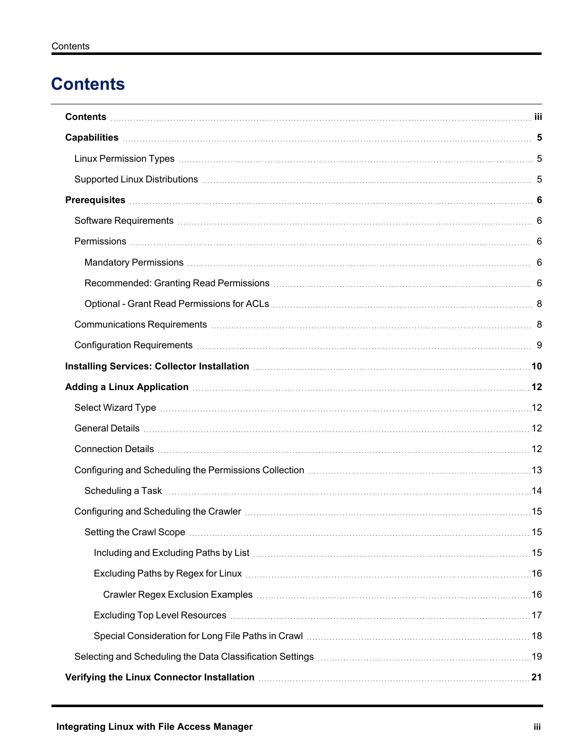# Contents

- **Contents** .......... **iii**
- **Capabilities** .......... **5**
  - Linux Permission Types .......... 5
  - Supported Linux Distributions .......... 5
- **Prerequisites** .......... **6**
  - Software Requirements .......... 6
  - Permissions .......... 6
    - Mandatory Permissions .......... 6
    - Recommended: Granting Read Permissions .......... 6
    - Optional - Grant Read Permissions for ACLs .......... 8
  - Communications Requirements .......... 8
  - Configuration Requirements .......... 9
- **Installing Services: Collector Installation** .......... **10**
- **Adding a Linux Application** .......... **12**
  - Select Wizard Type .......... 12
  - General Details .......... 12
  - Connection Details .......... 12
  - Configuring and Scheduling the Permissions Collection .......... 13
    - Scheduling a Task .......... 14
  - Configuring and Scheduling the Crawler .......... 15
    - Setting the Crawl Scope .......... 15
      - Including and Excluding Paths by List .......... 15
      - Excluding Paths by Regex for Linux .......... 16
        - Crawler Regex Exclusion Examples .......... 16
      - Excluding Top Level Resources .......... 17
      - Special Consideration for Long File Paths in Crawl .......... 18
  - Selecting and Scheduling the Data Classification Settings .......... 19
- **Verifying the Linux Connector Installation** .......... **21**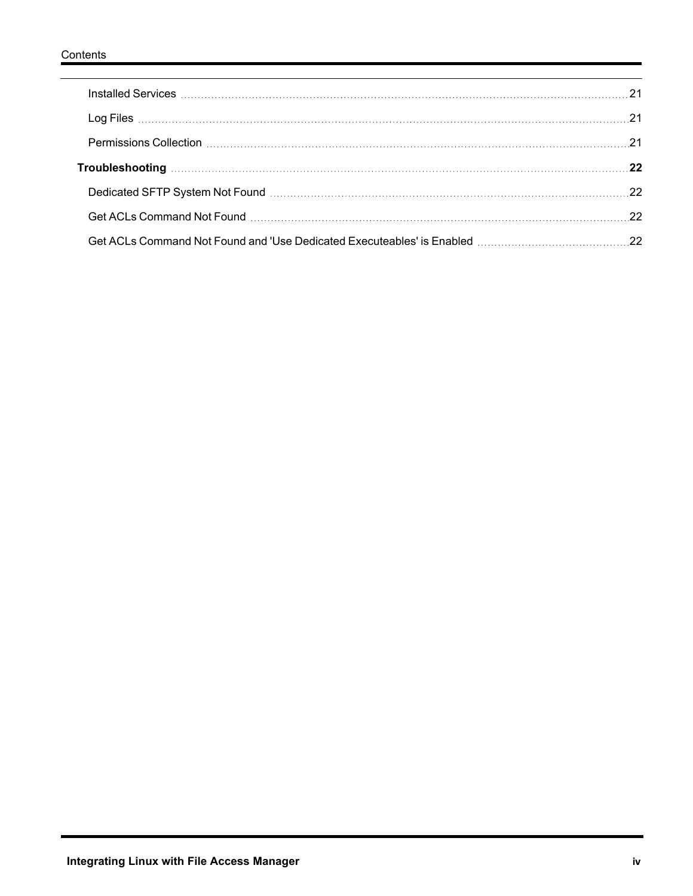Installed Services ... 21

Log Files ... 21

Permissions Collection ... 21

**Troubleshooting ... 22**

Dedicated SFTP System Not Found ... 22

Get ACLs Command Not Found ... 22

Get ACLs Command Not Found and 'Use Dedicated Executeables' is Enabled ... 22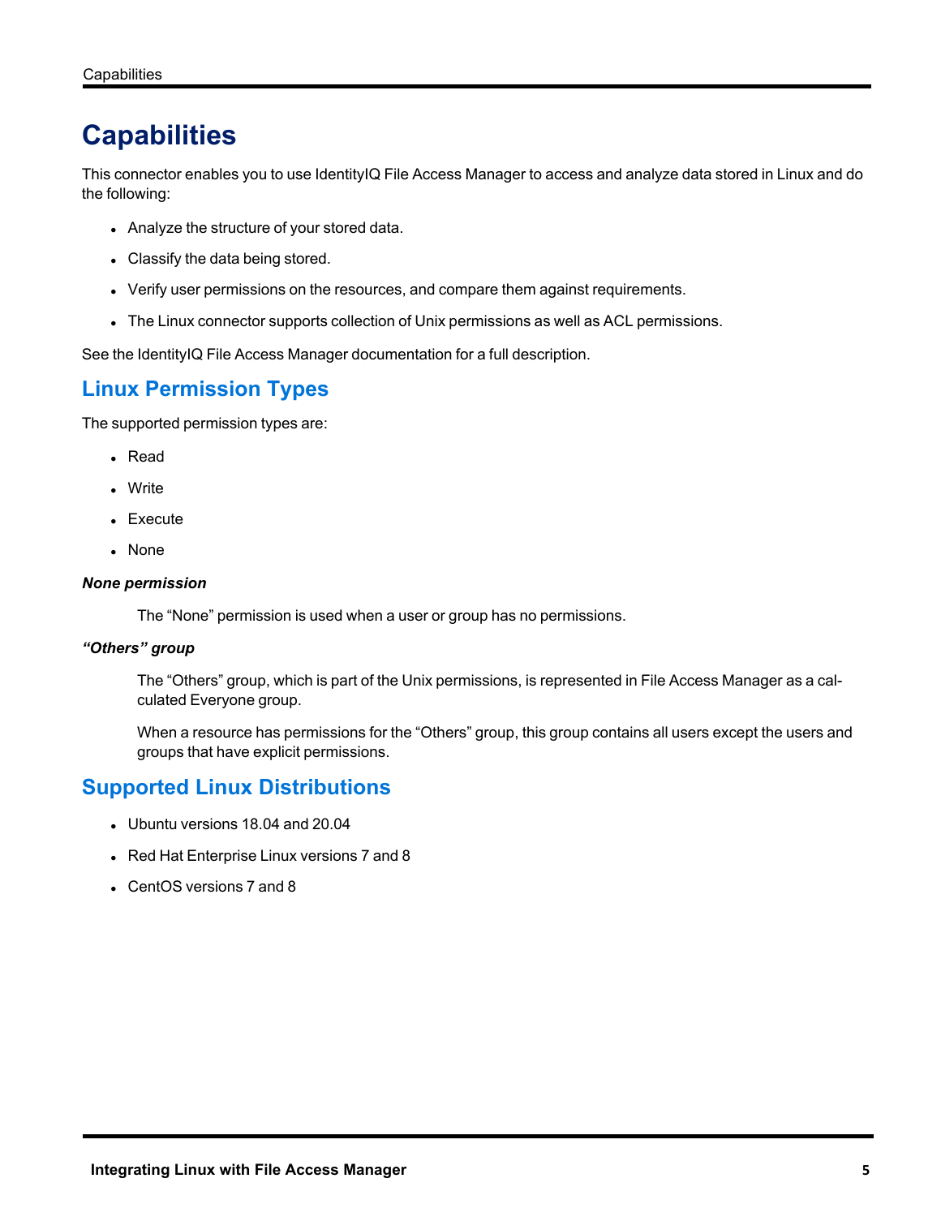# Capabilities

This connector enables you to use IdentityIQ File Access Manager to access and analyze data stored in Linux and do the following:

- Analyze the structure of your stored data.
- Classify the data being stored.
- Verify user permissions on the resources, and compare them against requirements.
- The Linux connector supports collection of Unix permissions as well as ACL permissions.

See the IdentityIQ File Access Manager documentation for a full description.

## Linux Permission Types

The supported permission types are:

- Read
- Write
- Execute
- None

***None permission***

The “None” permission is used when a user or group has no permissions.

***“Others” group***

The “Others” group, which is part of the Unix permissions, is represented in File Access Manager as a calculated Everyone group.

When a resource has permissions for the “Others” group, this group contains all users except the users and groups that have explicit permissions.

## Supported Linux Distributions

- Ubuntu versions 18.04 and 20.04
- Red Hat Enterprise Linux versions 7 and 8
- CentOS versions 7 and 8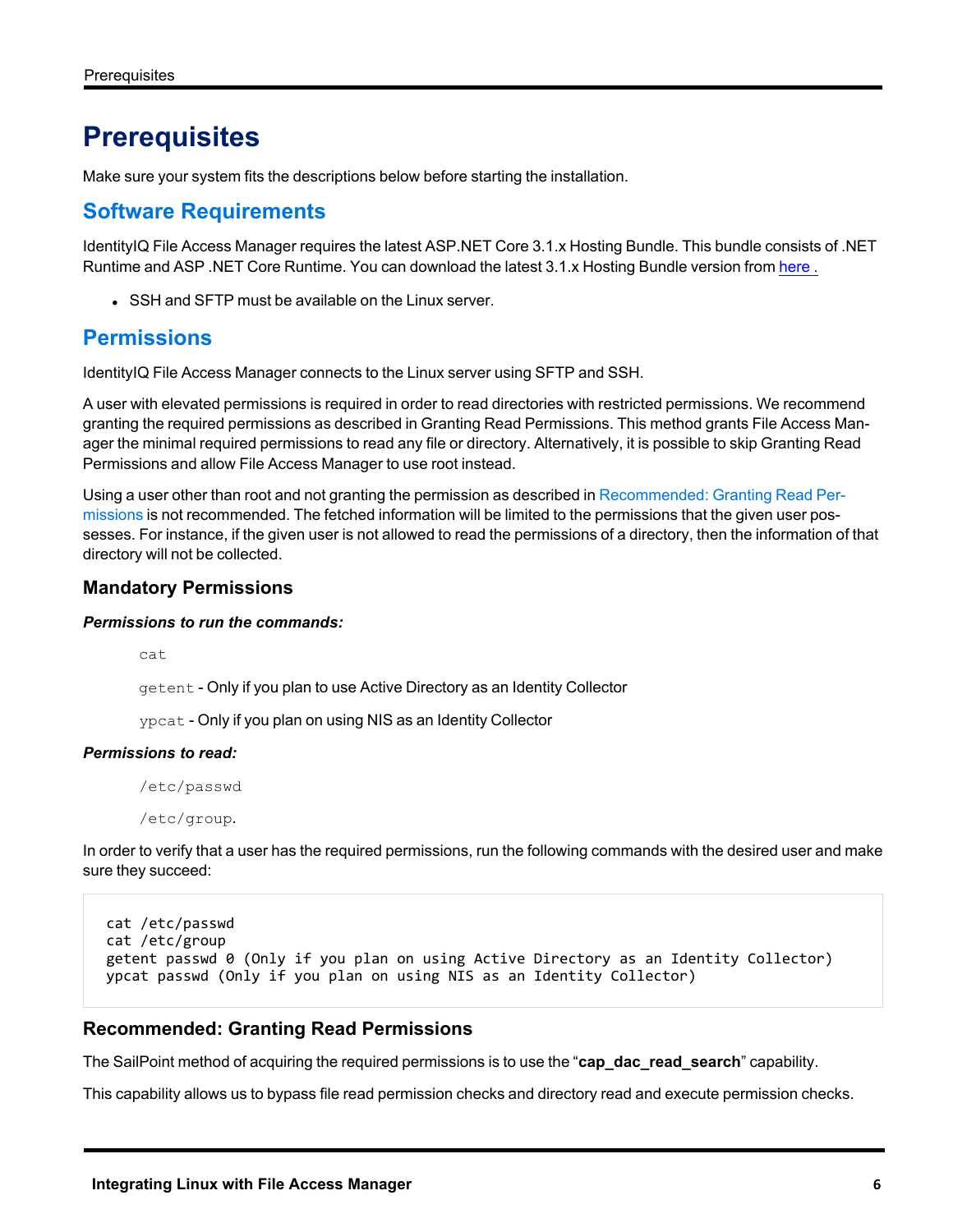# Prerequisites

Make sure your system fits the descriptions below before starting the installation.

## Software Requirements

IdentityIQ File Access Manager requires the latest ASP.NET Core 3.1.x Hosting Bundle. This bundle consists of .NET Runtime and ASP .NET Core Runtime. You can download the latest 3.1.x Hosting Bundle version from here .

- SSH and SFTP must be available on the Linux server.

## Permissions

IdentityIQ File Access Manager connects to the Linux server using SFTP and SSH.

A user with elevated permissions is required in order to read directories with restricted permissions. We recommend granting the required permissions as described in Granting Read Permissions. This method grants File Access Manager the minimal required permissions to read any file or directory. Alternatively, it is possible to skip Granting Read Permissions and allow File Access Manager to use root instead.

Using a user other than root and not granting the permission as described in Recommended: Granting Read Permissions is not recommended. The fetched information will be limited to the permissions that the given user possesses. For instance, if the given user is not allowed to read the permissions of a directory, then the information of that directory will not be collected.

### Mandatory Permissions

***Permissions to run the commands:***

`cat`

`getent` - Only if you plan to use Active Directory as an Identity Collector

`ypcat` - Only if you plan on using NIS as an Identity Collector

***Permissions to read:***

`/etc/passwd`

`/etc/group`.

In order to verify that a user has the required permissions, run the following commands with the desired user and make sure they succeed:

```
cat /etc/passwd
cat /etc/group
getent passwd 0 (Only if you plan on using Active Directory as an Identity Collector)
ypcat passwd (Only if you plan on using NIS as an Identity Collector)
```

### Recommended: Granting Read Permissions

The SailPoint method of acquiring the required permissions is to use the “**cap_dac_read_search**” capability.

This capability allows us to bypass file read permission checks and directory read and execute permission checks.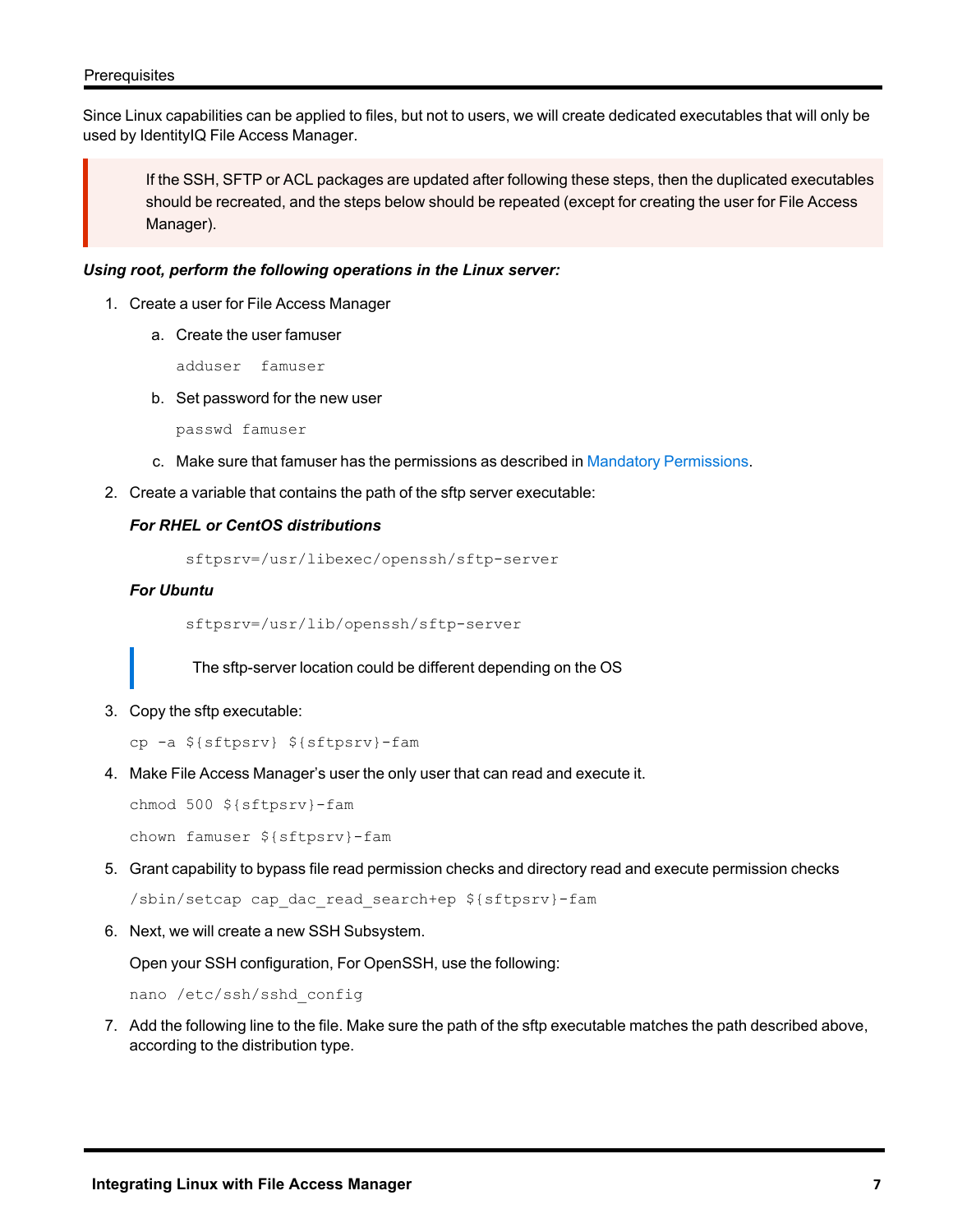Since Linux capabilities can be applied to files, but not to users, we will create dedicated executables that will only be used by IdentityIQ File Access Manager.

> If the SSH, SFTP or ACL packages are updated after following these steps, then the duplicated executables should be recreated, and the steps below should be repeated (except for creating the user for File Access Manager).

***Using root, perform the following operations in the Linux server:***

1. Create a user for File Access Manager

   a. Create the user famuser

   ```
   adduser  famuser
   ```

   b. Set password for the new user

   ```
   passwd famuser
   ```

   c. Make sure that famuser has the permissions as described in Mandatory Permissions.

2. Create a variable that contains the path of the sftp server executable:

   ***For RHEL or CentOS distributions***

   ```
   sftpsrv=/usr/libexec/openssh/sftp-server
   ```

   ***For Ubuntu***

   ```
   sftpsrv=/usr/lib/openssh/sftp-server
   ```

   > The sftp-server location could be different depending on the OS

3. Copy the sftp executable:

   ```
   cp -a ${sftpsrv} ${sftpsrv}-fam
   ```

4. Make File Access Manager's user the only user that can read and execute it.

   ```
   chmod 500 ${sftpsrv}-fam
   chown famuser ${sftpsrv}-fam
   ```

5. Grant capability to bypass file read permission checks and directory read and execute permission checks

   ```
   /sbin/setcap cap_dac_read_search+ep ${sftpsrv}-fam
   ```

6. Next, we will create a new SSH Subsystem.

   Open your SSH configuration, For OpenSSH, use the following:

   ```
   nano /etc/ssh/sshd_config
   ```

7. Add the following line to the file. Make sure the path of the sftp executable matches the path described above, according to the distribution type.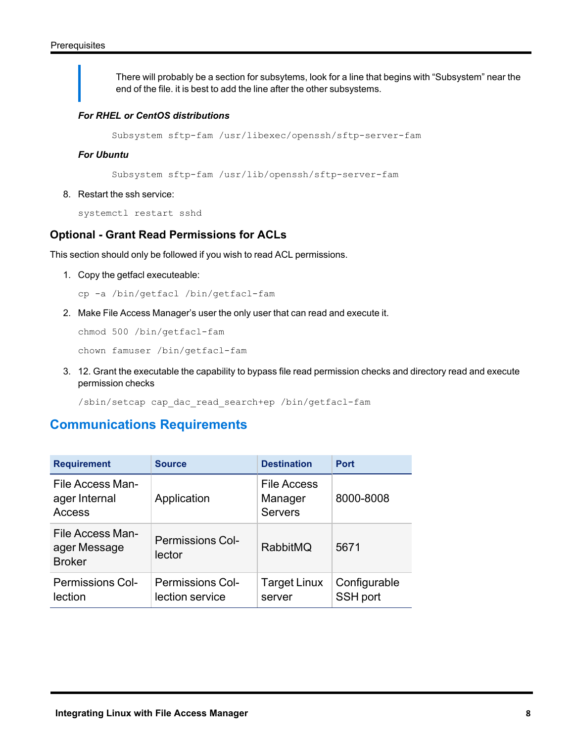> There will probably be a section for subsytems, look for a line that begins with “Subsystem” near the end of the file. it is best to add the line after the other subsystems.

***For RHEL or CentOS distributions***

```
Subsystem sftp-fam /usr/libexec/openssh/sftp-server-fam
```

***For Ubuntu***

```
Subsystem sftp-fam /usr/lib/openssh/sftp-server-fam
```

8. Restart the ssh service:

   ```
   systemctl restart sshd
   ```

### Optional - Grant Read Permissions for ACLs

This section should only be followed if you wish to read ACL permissions.

1. Copy the getfacl executeable:

   ```
   cp -a /bin/getfacl /bin/getfacl-fam
   ```

2. Make File Access Manager’s user the only user that can read and execute it.

   ```
   chmod 500 /bin/getfacl-fam
   ```

   ```
   chown famuser /bin/getfacl-fam
   ```

3. 12. Grant the executable the capability to bypass file read permission checks and directory read and execute permission checks

   ```
   /sbin/setcap cap_dac_read_search+ep /bin/getfacl-fam
   ```

## Communications Requirements

| Requirement | Source | Destination | Port |
| --- | --- | --- | --- |
| File Access Manager Internal Access | Application | File Access Manager Servers | 8000-8008 |
| File Access Manager Message Broker | Permissions Collector | RabbitMQ | 5671 |
| Permissions Collection | Permissions Collection service | Target Linux server | Configurable SSH port |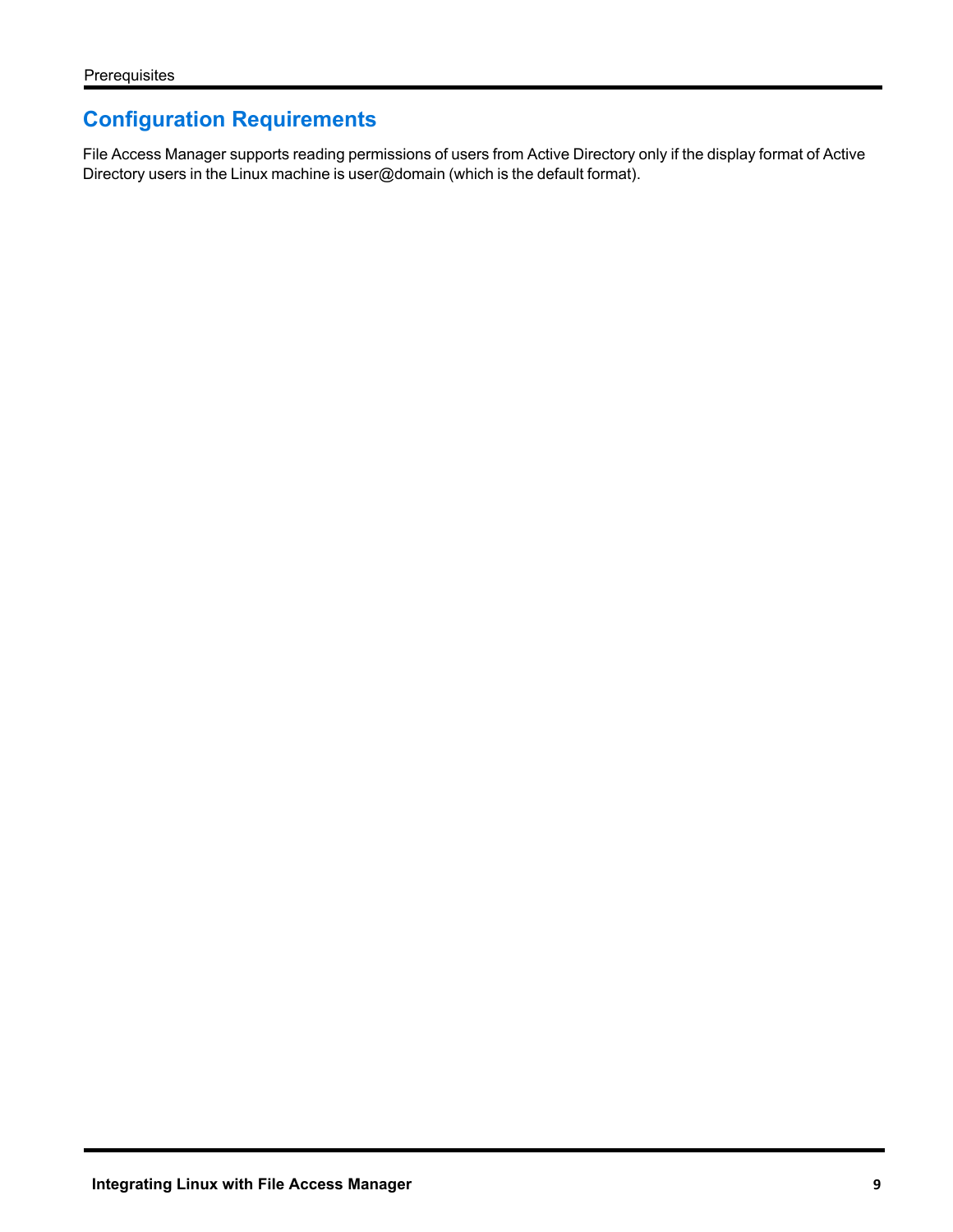## Configuration Requirements

File Access Manager supports reading permissions of users from Active Directory only if the display format of Active Directory users in the Linux machine is user@domain (which is the default format).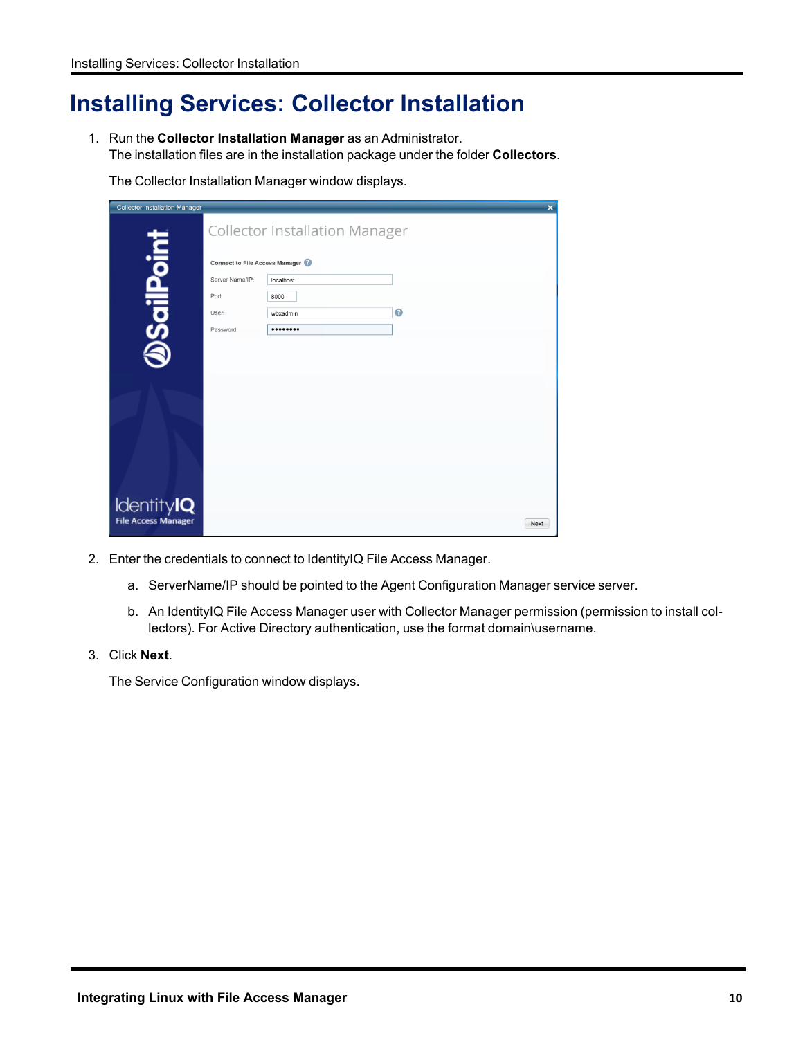# Installing Services: Collector Installation

1. Run the **Collector Installation Manager** as an Administrator.
   The installation files are in the installation package under the folder **Collectors**.

   The Collector Installation Manager window displays.

2. Enter the credentials to connect to IdentityIQ File Access Manager.

   a. ServerName/IP should be pointed to the Agent Configuration Manager service server.

   b. An IdentityIQ File Access Manager user with Collector Manager permission (permission to install collectors). For Active Directory authentication, use the format domain\username.

3. Click **Next**.

   The Service Configuration window displays.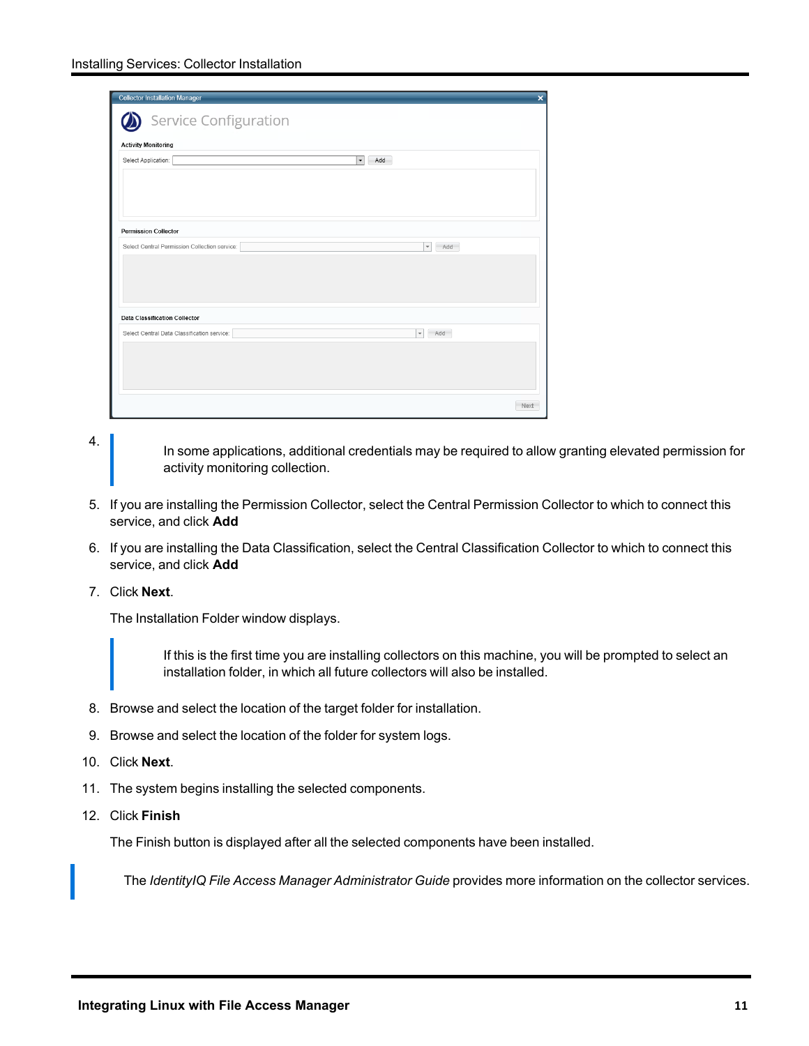4. 

   > In some applications, additional credentials may be required to allow granting elevated permission for activity monitoring collection.

5. If you are installing the Permission Collector, select the Central Permission Collector to which to connect this service, and click **Add**
6. If you are installing the Data Classification, select the Central Classification Collector to which to connect this service, and click **Add**
7. Click **Next**.

   The Installation Folder window displays.

   > If this is the first time you are installing collectors on this machine, you will be prompted to select an installation folder, in which all future collectors will also be installed.

8. Browse and select the location of the target folder for installation.
9. Browse and select the location of the folder for system logs.
10. Click **Next**.
11. The system begins installing the selected components.
12. Click **Finish**

    The Finish button is displayed after all the selected components have been installed.

> The *IdentityIQ File Access Manager Administrator Guide* provides more information on the collector services.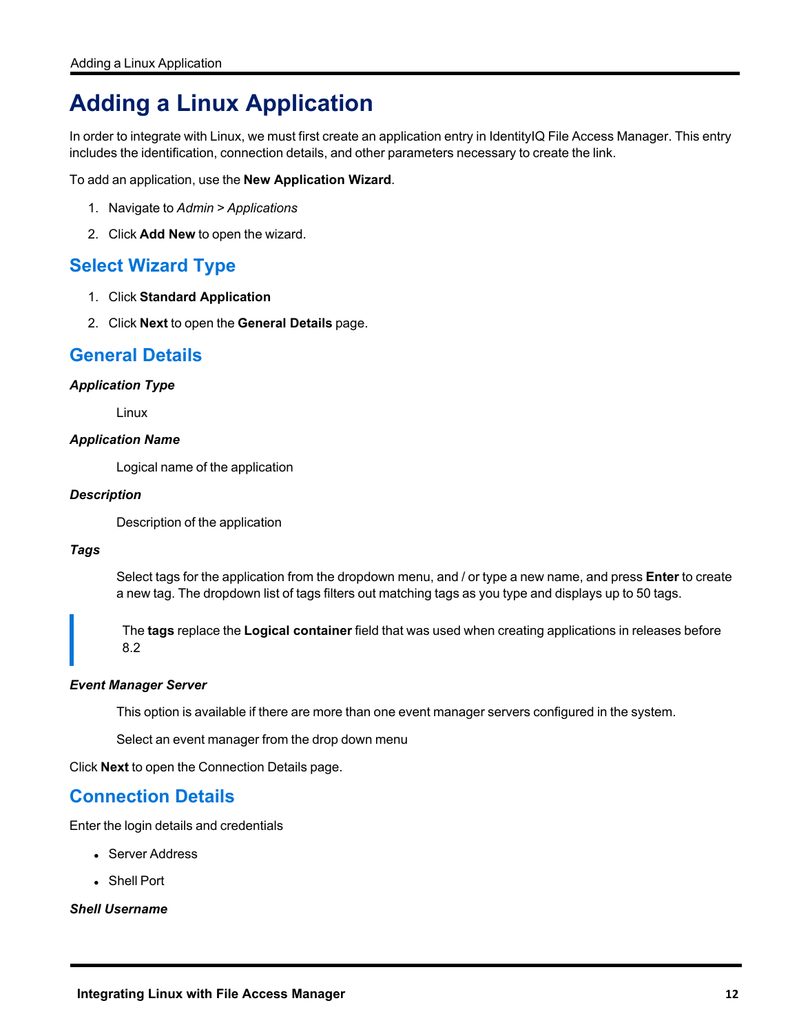# Adding a Linux Application

In order to integrate with Linux, we must first create an application entry in IdentityIQ File Access Manager. This entry includes the identification, connection details, and other parameters necessary to create the link.

To add an application, use the **New Application Wizard**.

1. Navigate to *Admin* > *Applications*
2. Click **Add New** to open the wizard.

## Select Wizard Type

1. Click **Standard Application**
2. Click **Next** to open the **General Details** page.

## General Details

***Application Type***

Linux

***Application Name***

Logical name of the application

***Description***

Description of the application

***Tags***

Select tags for the application from the dropdown menu, and / or type a new name, and press **Enter** to create a new tag. The dropdown list of tags filters out matching tags as you type and displays up to 50 tags.

> The **tags** replace the **Logical container** field that was used when creating applications in releases before 8.2

***Event Manager Server***

This option is available if there are more than one event manager servers configured in the system.

Select an event manager from the drop down menu

Click **Next** to open the Connection Details page.

## Connection Details

Enter the login details and credentials

- Server Address
- Shell Port

***Shell Username***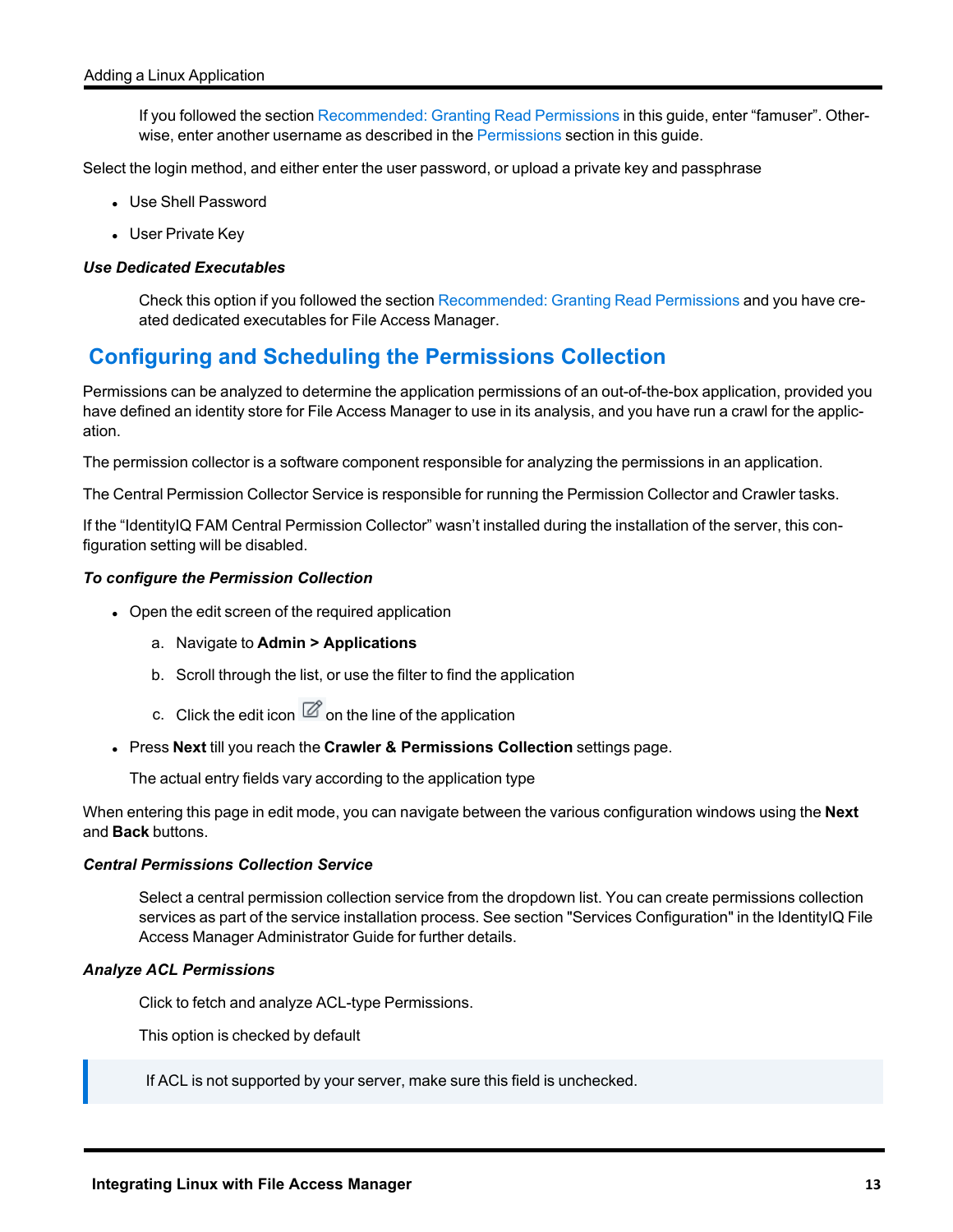If you followed the section Recommended: Granting Read Permissions in this guide, enter "famuser". Otherwise, enter another username as described in the Permissions section in this guide.

Select the login method, and either enter the user password, or upload a private key and passphrase

- Use Shell Password
- User Private Key

***Use Dedicated Executables***

Check this option if you followed the section Recommended: Granting Read Permissions and you have created dedicated executables for File Access Manager.

## Configuring and Scheduling the Permissions Collection

Permissions can be analyzed to determine the application permissions of an out-of-the-box application, provided you have defined an identity store for File Access Manager to use in its analysis, and you have run a crawl for the application.

The permission collector is a software component responsible for analyzing the permissions in an application.

The Central Permission Collector Service is responsible for running the Permission Collector and Crawler tasks.

If the "IdentityIQ FAM Central Permission Collector" wasn't installed during the installation of the server, this configuration setting will be disabled.

***To configure the Permission Collection***

- Open the edit screen of the required application
  a. Navigate to **Admin > Applications**
  b. Scroll through the list, or use the filter to find the application
  c. Click the edit icon on the line of the application
- Press **Next** till you reach the **Crawler & Permissions Collection** settings page.

  The actual entry fields vary according to the application type

When entering this page in edit mode, you can navigate between the various configuration windows using the **Next** and **Back** buttons.

***Central Permissions Collection Service***

Select a central permission collection service from the dropdown list. You can create permissions collection services as part of the service installation process. See section "Services Configuration" in the IdentityIQ File Access Manager Administrator Guide for further details.

***Analyze ACL Permissions***

Click to fetch and analyze ACL-type Permissions.

This option is checked by default

> If ACL is not supported by your server, make sure this field is unchecked.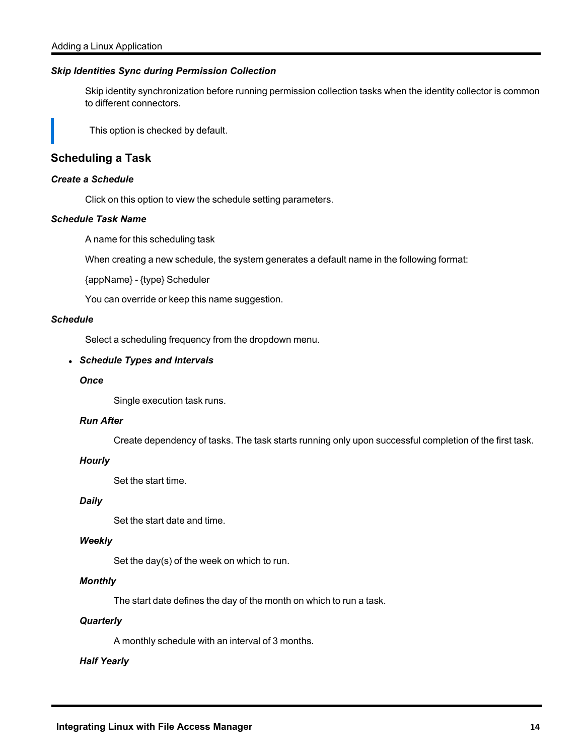***Skip Identities Sync during Permission Collection***

Skip identity synchronization before running permission collection tasks when the identity collector is common to different connectors.

> This option is checked by default.

## Scheduling a Task

***Create a Schedule***

Click on this option to view the schedule setting parameters.

***Schedule Task Name***

A name for this scheduling task

When creating a new schedule, the system generates a default name in the following format:

{appName} - {type} Scheduler

You can override or keep this name suggestion.

***Schedule***

Select a scheduling frequency from the dropdown menu.

- ***Schedule Types and Intervals***

  ***Once***

  Single execution task runs.

  ***Run After***

  Create dependency of tasks. The task starts running only upon successful completion of the first task.

  ***Hourly***

  Set the start time.

  ***Daily***

  Set the start date and time.

  ***Weekly***

  Set the day(s) of the week on which to run.

  ***Monthly***

  The start date defines the day of the month on which to run a task.

  ***Quarterly***

  A monthly schedule with an interval of 3 months.

  ***Half Yearly***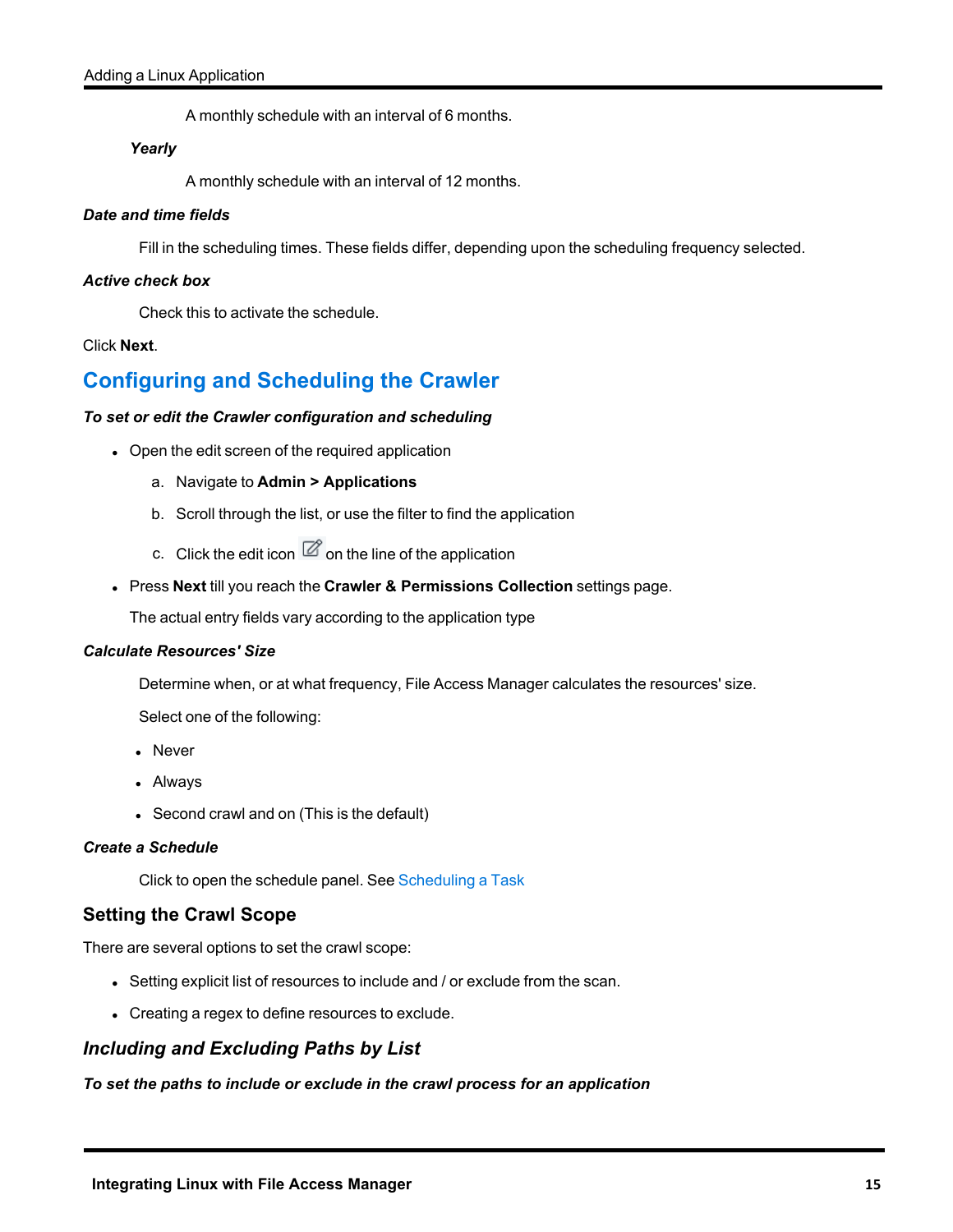A monthly schedule with an interval of 6 months.

***Yearly***

A monthly schedule with an interval of 12 months.

***Date and time fields***

Fill in the scheduling times. These fields differ, depending upon the scheduling frequency selected.

***Active check box***

Check this to activate the schedule.

Click **Next**.

## Configuring and Scheduling the Crawler

***To set or edit the Crawler configuration and scheduling***

- Open the edit screen of the required application
  a. Navigate to **Admin > Applications**
  b. Scroll through the list, or use the filter to find the application
  c. Click the edit icon on the line of the application
- Press **Next** till you reach the **Crawler & Permissions Collection** settings page.

  The actual entry fields vary according to the application type

***Calculate Resources' Size***

Determine when, or at what frequency, File Access Manager calculates the resources' size.

Select one of the following:

- Never
- Always
- Second crawl and on (This is the default)

***Create a Schedule***

Click to open the schedule panel. See Scheduling a Task

### Setting the Crawl Scope

There are several options to set the crawl scope:

- Setting explicit list of resources to include and / or exclude from the scan.
- Creating a regex to define resources to exclude.

### *Including and Excluding Paths by List*

***To set the paths to include or exclude in the crawl process for an application***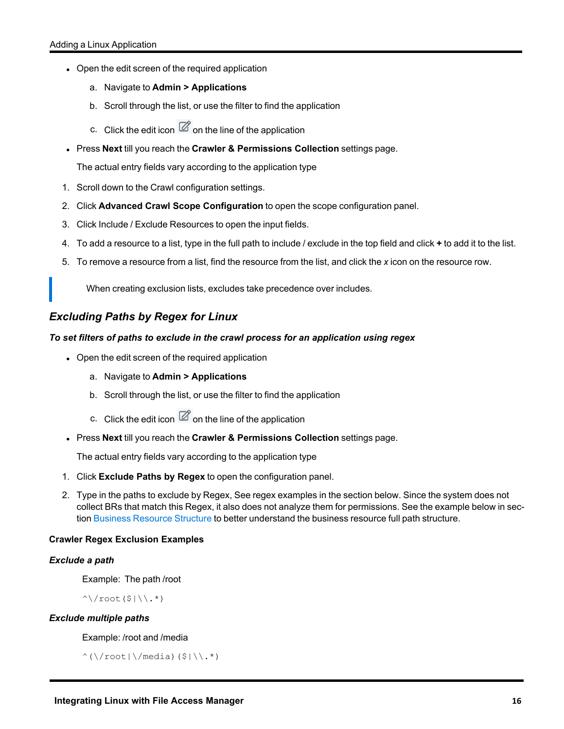- Open the edit screen of the required application
   a. Navigate to **Admin > Applications**
   b. Scroll through the list, or use the filter to find the application
   c. Click the edit icon on the line of the application
- Press **Next** till you reach the **Crawler & Permissions Collection** settings page.

   The actual entry fields vary according to the application type

1. Scroll down to the Crawl configuration settings.
2. Click **Advanced Crawl Scope Configuration** to open the scope configuration panel.
3. Click Include / Exclude Resources to open the input fields.
4. To add a resource to a list, type in the full path to include / exclude in the top field and click **+** to add it to the list.
5. To remove a resource from a list, find the resource from the list, and click the *x* icon on the resource row.

> When creating exclusion lists, excludes take precedence over includes.

## *Excluding Paths by Regex for Linux*

***To set filters of paths to exclude in the crawl process for an application using regex***

- Open the edit screen of the required application
   a. Navigate to **Admin > Applications**
   b. Scroll through the list, or use the filter to find the application
   c. Click the edit icon on the line of the application
- Press **Next** till you reach the **Crawler & Permissions Collection** settings page.

   The actual entry fields vary according to the application type

1. Click **Exclude Paths by Regex** to open the configuration panel.
2. Type in the paths to exclude by Regex, See regex examples in the section below. Since the system does not collect BRs that match this Regex, it also does not analyze them for permissions. See the example below in section Business Resource Structure to better understand the business resource full path structure.

**Crawler Regex Exclusion Examples**

***Exclude a path***

Example: The path /root

```
^\/root($|\\.*)
```

***Exclude multiple paths***

Example: /root and /media

```
^(\/root|\/media)($|\\.*)
```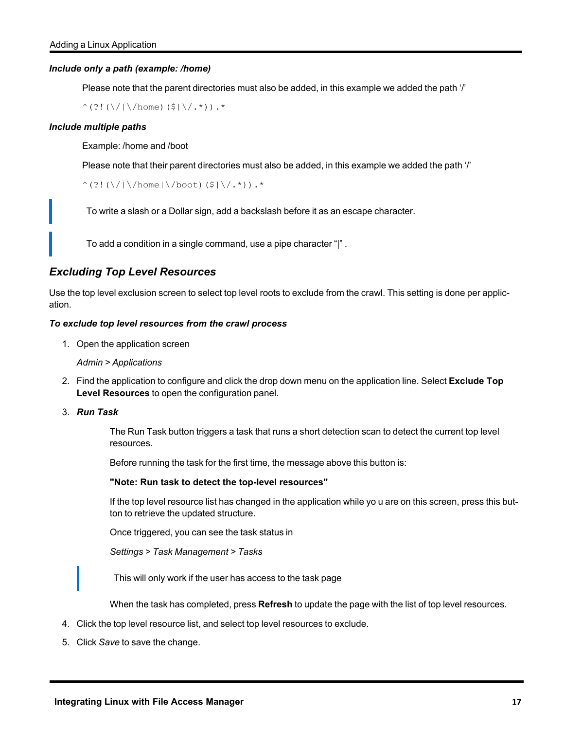***Include only a path (example: /home)***

Please note that the parent directories must also be added, in this example we added the path '/'

```
^(?!(\/|\/home)($|\/.*)).*
```

***Include multiple paths***

Example: /home and /boot

Please note that their parent directories must also be added, in this example we added the path '/'

```
^(?!(\/|\/home|\/boot)($|\/.*)).*
```

> To write a slash or a Dollar sign, add a backslash before it as an escape character.

> To add a condition in a single command, use a pipe character "|" .

## *Excluding Top Level Resources*

Use the top level exclusion screen to select top level roots to exclude from the crawl. This setting is done per application.

***To exclude top level resources from the crawl process***

1. Open the application screen

   *Admin > Applications*

2. Find the application to configure and click the drop down menu on the application line. Select **Exclude Top Level Resources** to open the configuration panel.

3. ***Run Task***

   The Run Task button triggers a task that runs a short detection scan to detect the current top level resources.

   Before running the task for the first time, the message above this button is:

   **"Note: Run task to detect the top-level resources"**

   If the top level resource list has changed in the application while yo u are on this screen, press this button to retrieve the updated structure.

   Once triggered, you can see the task status in

   *Settings > Task Management > Tasks*

   > This will only work if the user has access to the task page

   When the task has completed, press **Refresh** to update the page with the list of top level resources.

4. Click the top level resource list, and select top level resources to exclude.

5. Click *Save* to save the change.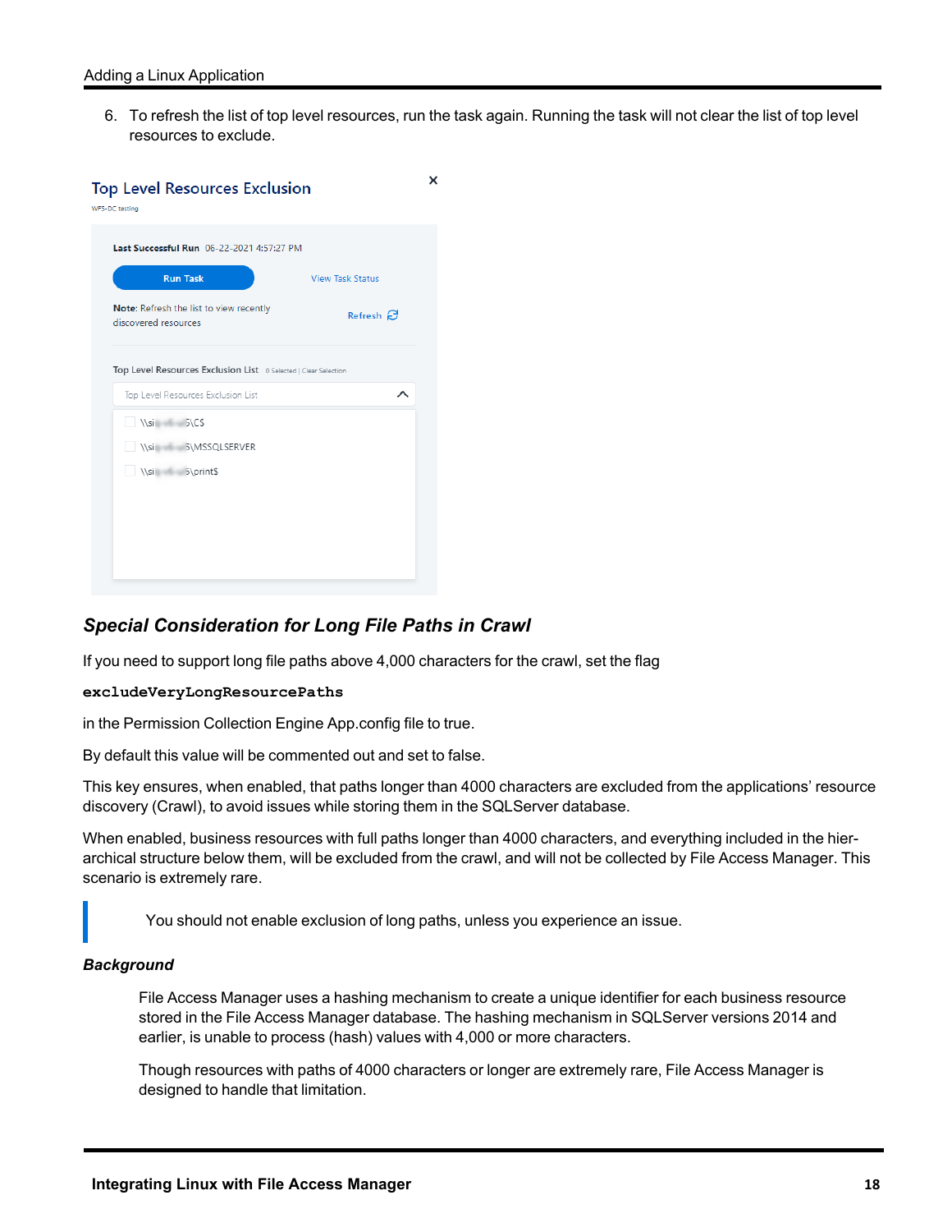6. To refresh the list of top level resources, run the task again. Running the task will not clear the list of top level resources to exclude.

### *Special Consideration for Long File Paths in Crawl*

If you need to support long file paths above 4,000 characters for the crawl, set the flag

**`excludeVeryLongResourcePaths`**

in the Permission Collection Engine App.config file to true.

By default this value will be commented out and set to false.

This key ensures, when enabled, that paths longer than 4000 characters are excluded from the applications' resource discovery (Crawl), to avoid issues while storing them in the SQLServer database.

When enabled, business resources with full paths longer than 4000 characters, and everything included in the hierarchical structure below them, will be excluded from the crawl, and will not be collected by File Access Manager. This scenario is extremely rare.

> You should not enable exclusion of long paths, unless you experience an issue.

#### *Background*

File Access Manager uses a hashing mechanism to create a unique identifier for each business resource stored in the File Access Manager database. The hashing mechanism in SQLServer versions 2014 and earlier, is unable to process (hash) values with 4,000 or more characters.

Though resources with paths of 4000 characters or longer are extremely rare, File Access Manager is designed to handle that limitation.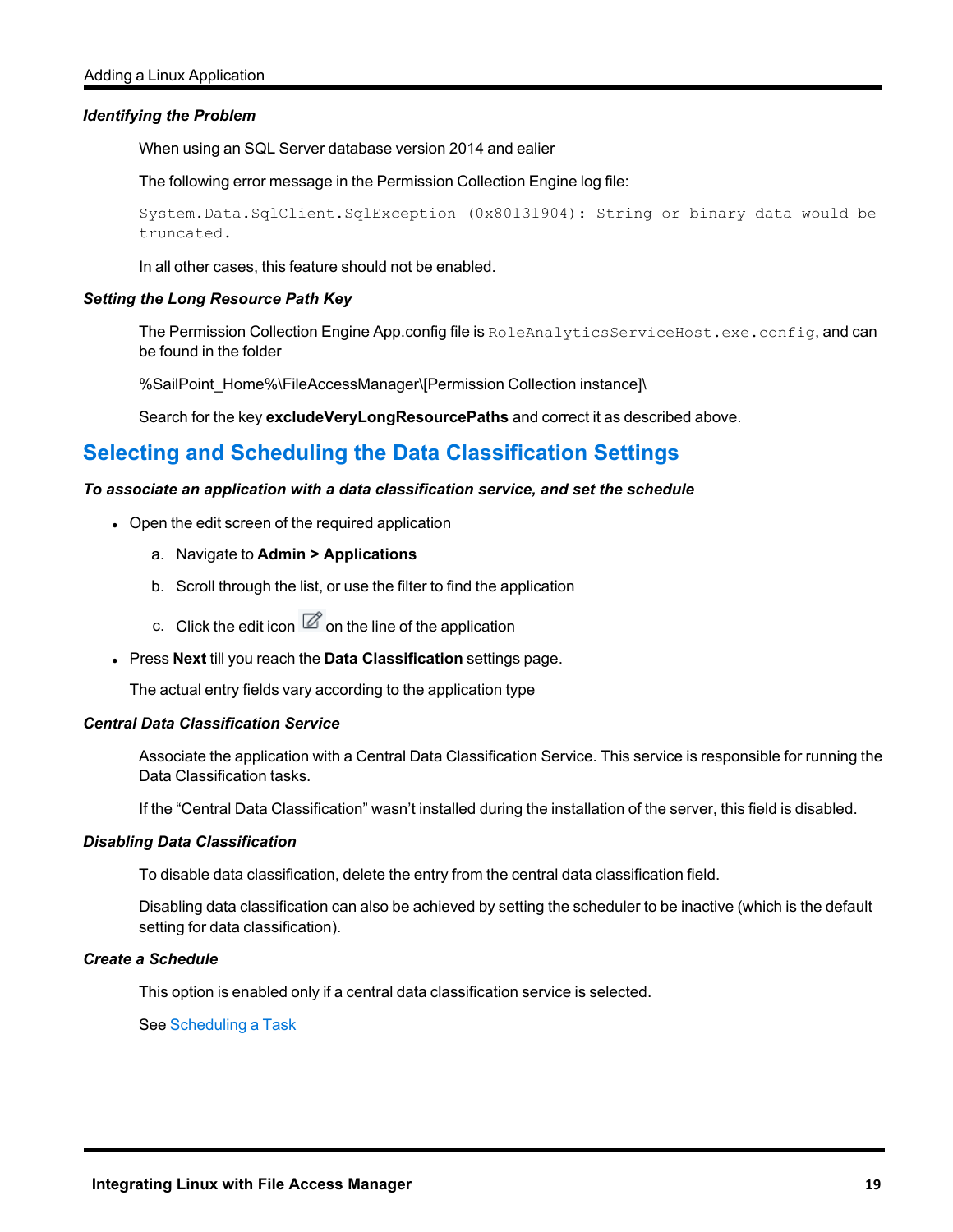#### *Identifying the Problem*

When using an SQL Server database version 2014 and ealier

The following error message in the Permission Collection Engine log file:

```
System.Data.SqlClient.SqlException (0x80131904): String or binary data would be truncated.
```

In all other cases, this feature should not be enabled.

#### *Setting the Long Resource Path Key*

The Permission Collection Engine App.config file is `RoleAnalyticsServiceHost.exe.config`, and can be found in the folder

%SailPoint_Home%\FileAccessManager\[Permission Collection instance]\

Search for the key **excludeVeryLongResourcePaths** and correct it as described above.

## Selecting and Scheduling the Data Classification Settings

#### *To associate an application with a data classification service, and set the schedule*

- Open the edit screen of the required application
  a. Navigate to **Admin > Applications**
  b. Scroll through the list, or use the filter to find the application
  c. Click the edit icon on the line of the application
- Press **Next** till you reach the **Data Classification** settings page.

  The actual entry fields vary according to the application type

#### *Central Data Classification Service*

Associate the application with a Central Data Classification Service. This service is responsible for running the Data Classification tasks.

If the "Central Data Classification" wasn't installed during the installation of the server, this field is disabled.

#### *Disabling Data Classification*

To disable data classification, delete the entry from the central data classification field.

Disabling data classification can also be achieved by setting the scheduler to be inactive (which is the default setting for data classification).

#### *Create a Schedule*

This option is enabled only if a central data classification service is selected.

See Scheduling a Task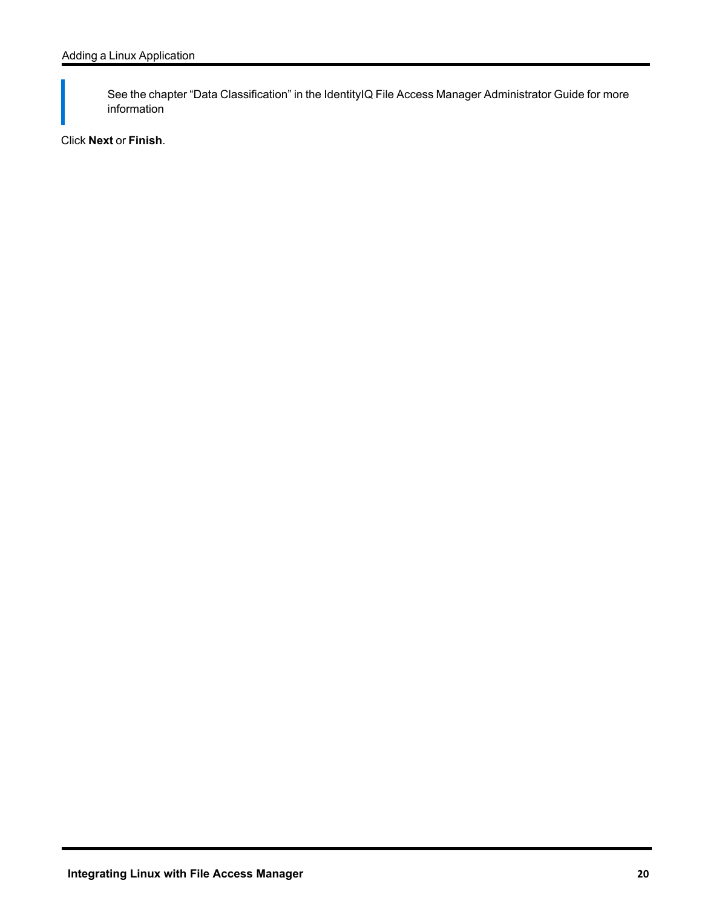> See the chapter “Data Classification” in the IdentityIQ File Access Manager Administrator Guide for more information

Click **Next** or **Finish**.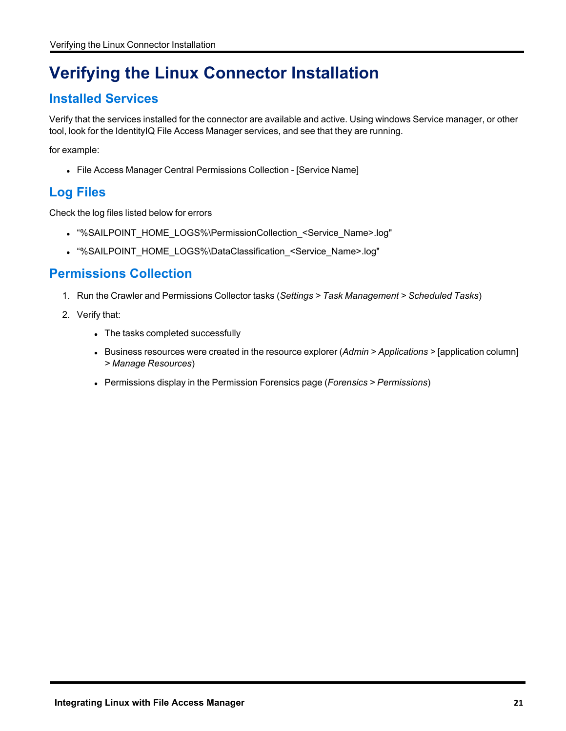# Verifying the Linux Connector Installation

## Installed Services

Verify that the services installed for the connector are available and active. Using windows Service manager, or other tool, look for the IdentityIQ File Access Manager services, and see that they are running.

for example:

- File Access Manager Central Permissions Collection - [Service Name]

## Log Files

Check the log files listed below for errors

- “%SAILPOINT_HOME_LOGS%\PermissionCollection_<Service_Name>.log"
- “%SAILPOINT_HOME_LOGS%\DataClassification_<Service_Name>.log"

## Permissions Collection

1. Run the Crawler and Permissions Collector tasks (*Settings* > *Task Management* > *Scheduled Tasks*)
2. Verify that:
   - The tasks completed successfully
   - Business resources were created in the resource explorer (*Admin* > *Applications* > [application column] > *Manage Resources*)
   - Permissions display in the Permission Forensics page (*Forensics* > *Permissions*)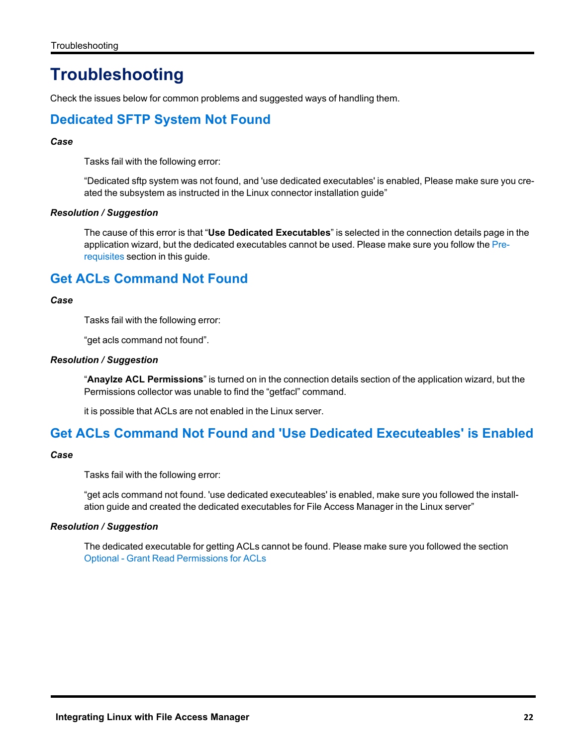# Troubleshooting

Check the issues below for common problems and suggested ways of handling them.

## Dedicated SFTP System Not Found

***Case***

Tasks fail with the following error:

“Dedicated sftp system was not found, and 'use dedicated executables' is enabled, Please make sure you created the subsystem as instructed in the Linux connector installation guide”

***Resolution / Suggestion***

The cause of this error is that “**Use Dedicated Executables**” is selected in the connection details page in the application wizard, but the dedicated executables cannot be used. Please make sure you follow the Prerequisites section in this guide.

## Get ACLs Command Not Found

***Case***

Tasks fail with the following error:

“get acls command not found”.

***Resolution / Suggestion***

“**Anaylze ACL Permissions**” is turned on in the connection details section of the application wizard, but the Permissions collector was unable to find the “getfacl” command.

it is possible that ACLs are not enabled in the Linux server.

## Get ACLs Command Not Found and 'Use Dedicated Executeables' is Enabled

***Case***

Tasks fail with the following error:

“get acls command not found. 'use dedicated executeables' is enabled, make sure you followed the installation guide and created the dedicated executables for File Access Manager in the Linux server”

***Resolution / Suggestion***

The dedicated executable for getting ACLs cannot be found. Please make sure you followed the section Optional - Grant Read Permissions for ACLs